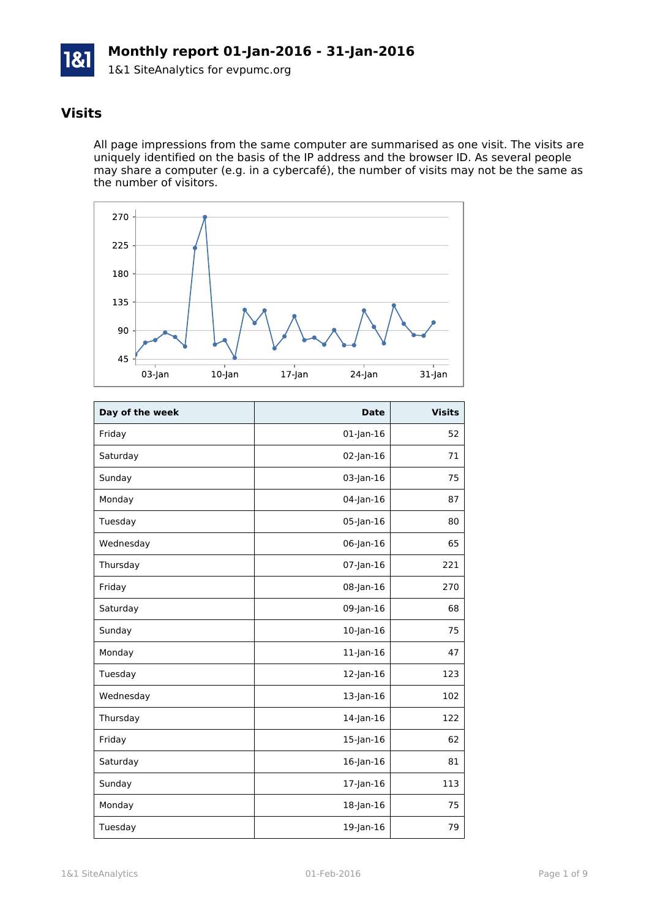# Monthly report 01-Jan-2016 - 31-Jan-2016

1&1 SiteAnalytics for evpumc.org

## Visits

All page impressions from the same computer are summarised as one visit. The visits are uniquely identified on the basis of the IP address and the browser ID. As several people may share a computer (e.g. in a cybercafé), the number of visits may not be the same as the number of visitors.

| Day of the week | Date | Visits |
|---|---|---|
| Friday | 01-Jan-16 | 52 |
| Saturday | 02-Jan-16 | 71 |
| Sunday | 03-Jan-16 | 75 |
| Monday | 04-Jan-16 | 87 |
| Tuesday | 05-Jan-16 | 80 |
| Wednesday | 06-Jan-16 | 65 |
| Thursday | 07-Jan-16 | 221 |
| Friday | 08-Jan-16 | 270 |
| Saturday | 09-Jan-16 | 68 |
| Sunday | 10-Jan-16 | 75 |
| Monday | 11-Jan-16 | 47 |
| Tuesday | 12-Jan-16 | 123 |
| Wednesday | 13-Jan-16 | 102 |
| Thursday | 14-Jan-16 | 122 |
| Friday | 15-Jan-16 | 62 |
| Saturday | 16-Jan-16 | 81 |
| Sunday | 17-Jan-16 | 113 |
| Monday | 18-Jan-16 | 75 |
| Tuesday | 19-Jan-16 | 79 |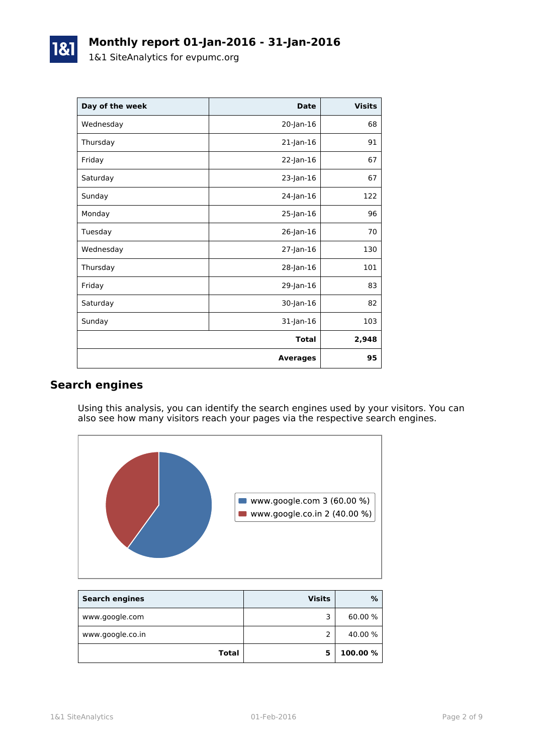# Monthly report 01-Jan-2016 - 31-Jan-2016

1&1 SiteAnalytics for evpumc.org

| Day of the week | Date | Visits |
|---|---|---|
| Wednesday | 20-Jan-16 | 68 |
| Thursday | 21-Jan-16 | 91 |
| Friday | 22-Jan-16 | 67 |
| Saturday | 23-Jan-16 | 67 |
| Sunday | 24-Jan-16 | 122 |
| Monday | 25-Jan-16 | 96 |
| Tuesday | 26-Jan-16 | 70 |
| Wednesday | 27-Jan-16 | 130 |
| Thursday | 28-Jan-16 | 101 |
| Friday | 29-Jan-16 | 83 |
| Saturday | 30-Jan-16 | 82 |
| Sunday | 31-Jan-16 | 103 |
| | **Total** | **2,948** |
| | **Averages** | **95** |

## Search engines

Using this analysis, you can identify the search engines used by your visitors. You can also see how many visitors reach your pages via the respective search engines.

www.google.com 3 (60.00 %)
www.google.co.in 2 (40.00 %)

| Search engines | Visits | % |
|---|---|---|
| www.google.com | 3 | 60.00 % |
| www.google.co.in | 2 | 40.00 % |
| **Total** | **5** | **100.00 %** |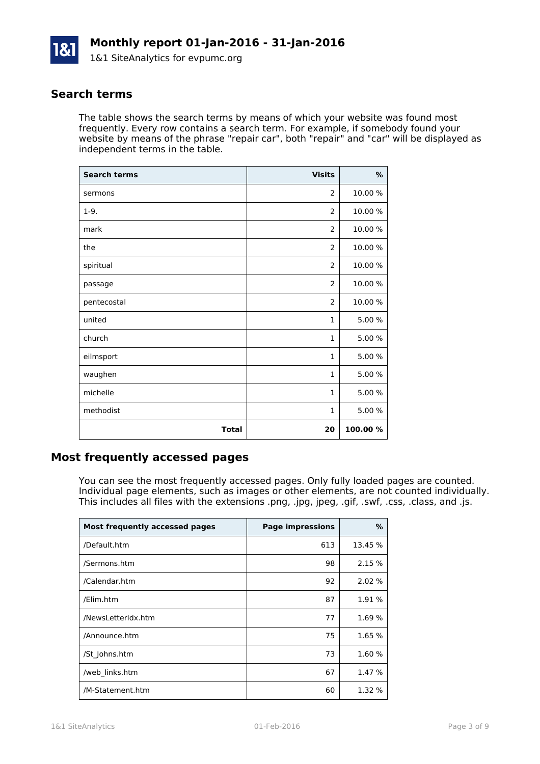# Monthly report 01-Jan-2016 - 31-Jan-2016

1&1 SiteAnalytics for evpumc.org

## Search terms

The table shows the search terms by means of which your website was found most frequently. Every row contains a search term. For example, if somebody found your website by means of the phrase "repair car", both "repair" and "car" will be displayed as independent terms in the table.

| Search terms | Visits | % |
|---|---:|---:|
| sermons | 2 | 10.00 % |
| 1-9. | 2 | 10.00 % |
| mark | 2 | 10.00 % |
| the | 2 | 10.00 % |
| spiritual | 2 | 10.00 % |
| passage | 2 | 10.00 % |
| pentecostal | 2 | 10.00 % |
| united | 1 | 5.00 % |
| church | 1 | 5.00 % |
| eilmsport | 1 | 5.00 % |
| waughen | 1 | 5.00 % |
| michelle | 1 | 5.00 % |
| methodist | 1 | 5.00 % |
| **Total** | **20** | **100.00 %** |

## Most frequently accessed pages

You can see the most frequently accessed pages. Only fully loaded pages are counted. Individual page elements, such as images or other elements, are not counted individually. This includes all files with the extensions .png, .jpg, jpeg, .gif, .swf, .css, .class, and .js.

| Most frequently accessed pages | Page impressions | % |
|---|---:|---:|
| /Default.htm | 613 | 13.45 % |
| /Sermons.htm | 98 | 2.15 % |
| /Calendar.htm | 92 | 2.02 % |
| /Elim.htm | 87 | 1.91 % |
| /NewsLetterIdx.htm | 77 | 1.69 % |
| /Announce.htm | 75 | 1.65 % |
| /St_Johns.htm | 73 | 1.60 % |
| /web_links.htm | 67 | 1.47 % |
| /M-Statement.htm | 60 | 1.32 % |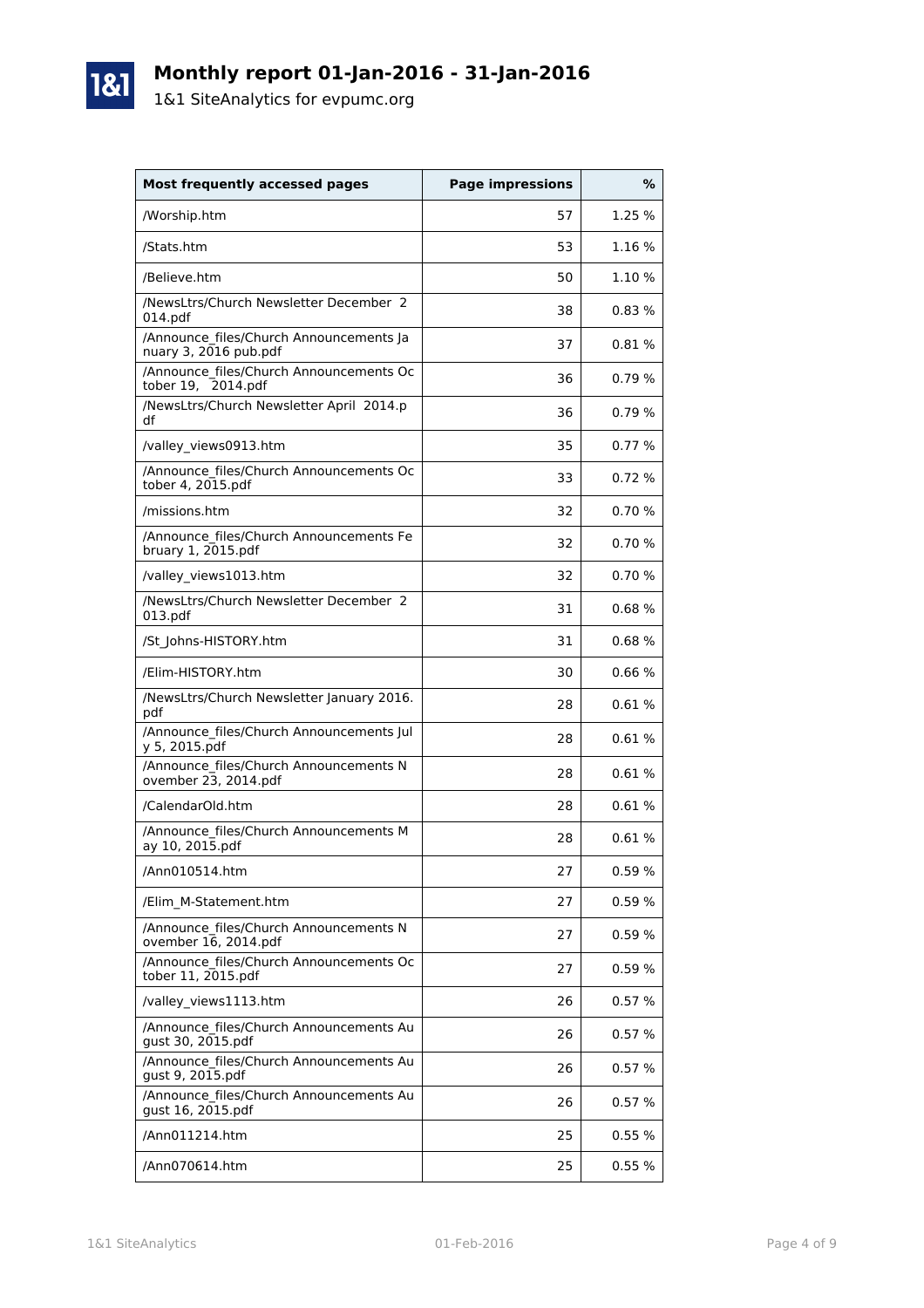# Monthly report 01-Jan-2016 - 31-Jan-2016

1&1 SiteAnalytics for evpumc.org

| Most frequently accessed pages | Page impressions | % |
|---|---:|---:|
| /Worship.htm | 57 | 1.25 % |
| /Stats.htm | 53 | 1.16 % |
| /Believe.htm | 50 | 1.10 % |
| /NewsLtrs/Church Newsletter December 2014.pdf | 38 | 0.83 % |
| /Announce_files/Church Announcements January 3, 2016 pub.pdf | 37 | 0.81 % |
| /Announce_files/Church Announcements October 19, 2014.pdf | 36 | 0.79 % |
| /NewsLtrs/Church Newsletter April 2014.pdf | 36 | 0.79 % |
| /valley_views0913.htm | 35 | 0.77 % |
| /Announce_files/Church Announcements October 4, 2015.pdf | 33 | 0.72 % |
| /missions.htm | 32 | 0.70 % |
| /Announce_files/Church Announcements February 1, 2015.pdf | 32 | 0.70 % |
| /valley_views1013.htm | 32 | 0.70 % |
| /NewsLtrs/Church Newsletter December 2013.pdf | 31 | 0.68 % |
| /St_Johns-HISTORY.htm | 31 | 0.68 % |
| /Elim-HISTORY.htm | 30 | 0.66 % |
| /NewsLtrs/Church Newsletter January 2016.pdf | 28 | 0.61 % |
| /Announce_files/Church Announcements July 5, 2015.pdf | 28 | 0.61 % |
| /Announce_files/Church Announcements November 23, 2014.pdf | 28 | 0.61 % |
| /CalendarOld.htm | 28 | 0.61 % |
| /Announce_files/Church Announcements May 10, 2015.pdf | 28 | 0.61 % |
| /Ann010514.htm | 27 | 0.59 % |
| /Elim_M-Statement.htm | 27 | 0.59 % |
| /Announce_files/Church Announcements November 16, 2014.pdf | 27 | 0.59 % |
| /Announce_files/Church Announcements October 11, 2015.pdf | 27 | 0.59 % |
| /valley_views1113.htm | 26 | 0.57 % |
| /Announce_files/Church Announcements August 30, 2015.pdf | 26 | 0.57 % |
| /Announce_files/Church Announcements August 9, 2015.pdf | 26 | 0.57 % |
| /Announce_files/Church Announcements August 16, 2015.pdf | 26 | 0.57 % |
| /Ann011214.htm | 25 | 0.55 % |
| /Ann070614.htm | 25 | 0.55 % |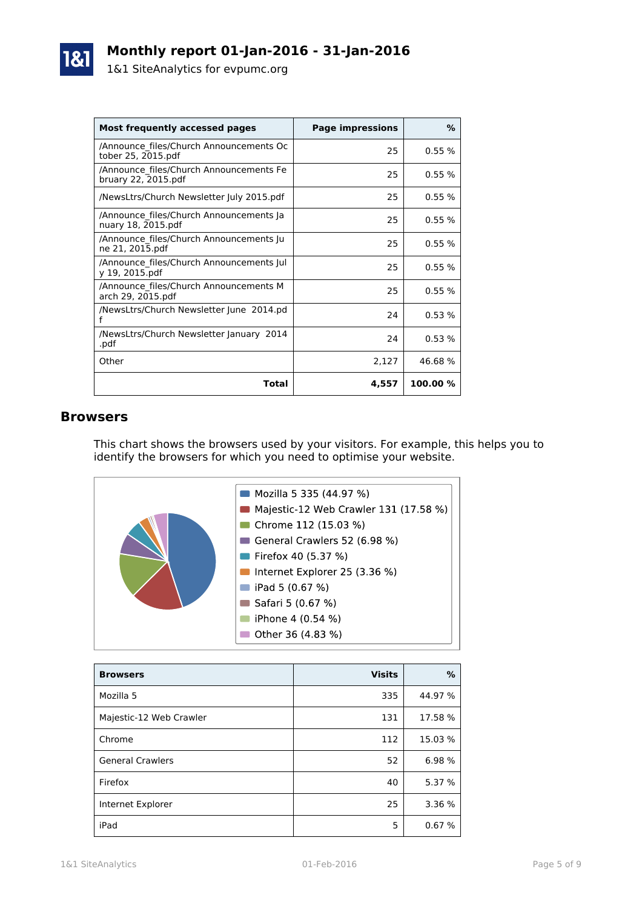| Most frequently accessed pages | Page impressions | % |
| --- | ---: | ---: |
| /Announce_files/Church Announcements October 25, 2015.pdf | 25 | 0.55 % |
| /Announce_files/Church Announcements February 22, 2015.pdf | 25 | 0.55 % |
| /NewsLtrs/Church Newsletter July 2015.pdf | 25 | 0.55 % |
| /Announce_files/Church Announcements January 18, 2015.pdf | 25 | 0.55 % |
| /Announce_files/Church Announcements June 21, 2015.pdf | 25 | 0.55 % |
| /Announce_files/Church Announcements July 19, 2015.pdf | 25 | 0.55 % |
| /Announce_files/Church Announcements March 29, 2015.pdf | 25 | 0.55 % |
| /NewsLtrs/Church Newsletter June  2014.pdf | 24 | 0.53 % |
| /NewsLtrs/Church Newsletter January  2014.pdf | 24 | 0.53 % |
| Other | 2,127 | 46.68 % |
| **Total** | **4,557** | **100.00 %** |

## Browsers

This chart shows the browsers used by your visitors. For example, this helps you to identify the browsers for which you need to optimise your website.

- Mozilla 5 335 (44.97 %)
- Majestic-12 Web Crawler 131 (17.58 %)
- Chrome 112 (15.03 %)
- General Crawlers 52 (6.98 %)
- Firefox 40 (5.37 %)
- Internet Explorer 25 (3.36 %)
- iPad 5 (0.67 %)
- Safari 5 (0.67 %)
- iPhone 4 (0.54 %)
- Other 36 (4.83 %)

| Browsers | Visits | % |
| --- | ---: | ---: |
| Mozilla 5 | 335 | 44.97 % |
| Majestic-12 Web Crawler | 131 | 17.58 % |
| Chrome | 112 | 15.03 % |
| General Crawlers | 52 | 6.98 % |
| Firefox | 40 | 5.37 % |
| Internet Explorer | 25 | 3.36 % |
| iPad | 5 | 0.67 % |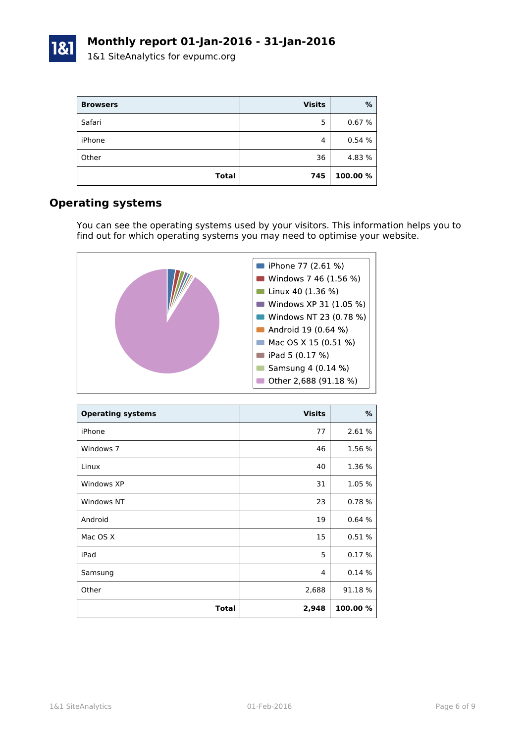# Monthly report 01-Jan-2016 - 31-Jan-2016

1&1 SiteAnalytics for evpumc.org

| Browsers | Visits | % |
| --- | --- | --- |
| Safari | 5 | 0.67 % |
| iPhone | 4 | 0.54 % |
| Other | 36 | 4.83 % |
| **Total** | **745** | **100.00 %** |

## Operating systems

You can see the operating systems used by your visitors. This information helps you to find out for which operating systems you may need to optimise your website.

- iPhone 77 (2.61 %)
- Windows 7 46 (1.56 %)
- Linux 40 (1.36 %)
- Windows XP 31 (1.05 %)
- Windows NT 23 (0.78 %)
- Android 19 (0.64 %)
- Mac OS X 15 (0.51 %)
- iPad 5 (0.17 %)
- Samsung 4 (0.14 %)
- Other 2,688 (91.18 %)

| Operating systems | Visits | % |
| --- | --- | --- |
| iPhone | 77 | 2.61 % |
| Windows 7 | 46 | 1.56 % |
| Linux | 40 | 1.36 % |
| Windows XP | 31 | 1.05 % |
| Windows NT | 23 | 0.78 % |
| Android | 19 | 0.64 % |
| Mac OS X | 15 | 0.51 % |
| iPad | 5 | 0.17 % |
| Samsung | 4 | 0.14 % |
| Other | 2,688 | 91.18 % |
| **Total** | **2,948** | **100.00 %** |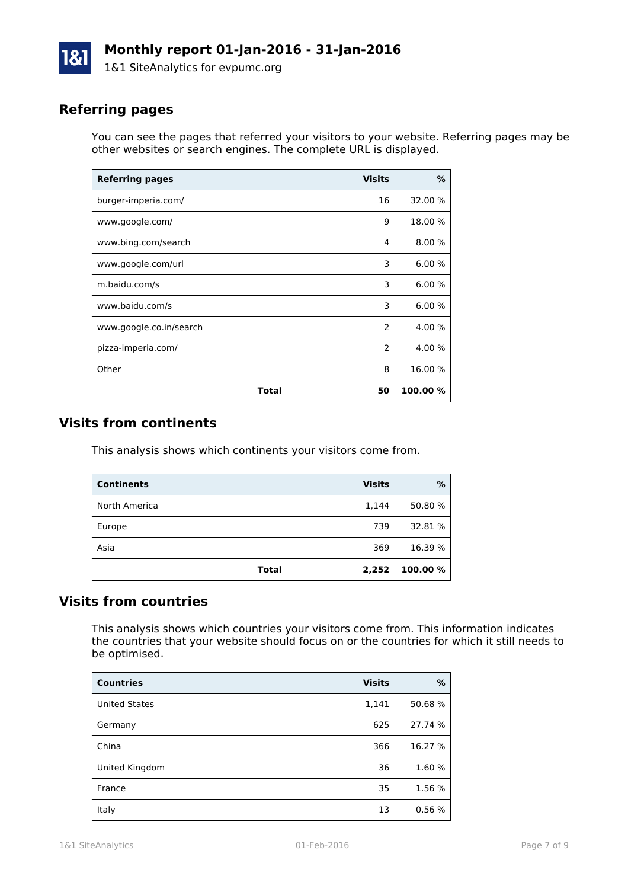## Referring pages

You can see the pages that referred your visitors to your website. Referring pages may be other websites or search engines. The complete URL is displayed.

| Referring pages | Visits | % |
|---|---:|---:|
| burger-imperia.com/ | 16 | 32.00 % |
| www.google.com/ | 9 | 18.00 % |
| www.bing.com/search | 4 | 8.00 % |
| www.google.com/url | 3 | 6.00 % |
| m.baidu.com/s | 3 | 6.00 % |
| www.baidu.com/s | 3 | 6.00 % |
| www.google.co.in/search | 2 | 4.00 % |
| pizza-imperia.com/ | 2 | 4.00 % |
| Other | 8 | 16.00 % |
| **Total** | **50** | **100.00 %** |

## Visits from continents

This analysis shows which continents your visitors come from.

| Continents | Visits | % |
|---|---:|---:|
| North America | 1,144 | 50.80 % |
| Europe | 739 | 32.81 % |
| Asia | 369 | 16.39 % |
| **Total** | **2,252** | **100.00 %** |

## Visits from countries

This analysis shows which countries your visitors come from. This information indicates the countries that your website should focus on or the countries for which it still needs to be optimised.

| Countries | Visits | % |
|---|---:|---:|
| United States | 1,141 | 50.68 % |
| Germany | 625 | 27.74 % |
| China | 366 | 16.27 % |
| United Kingdom | 36 | 1.60 % |
| France | 35 | 1.56 % |
| Italy | 13 | 0.56 % |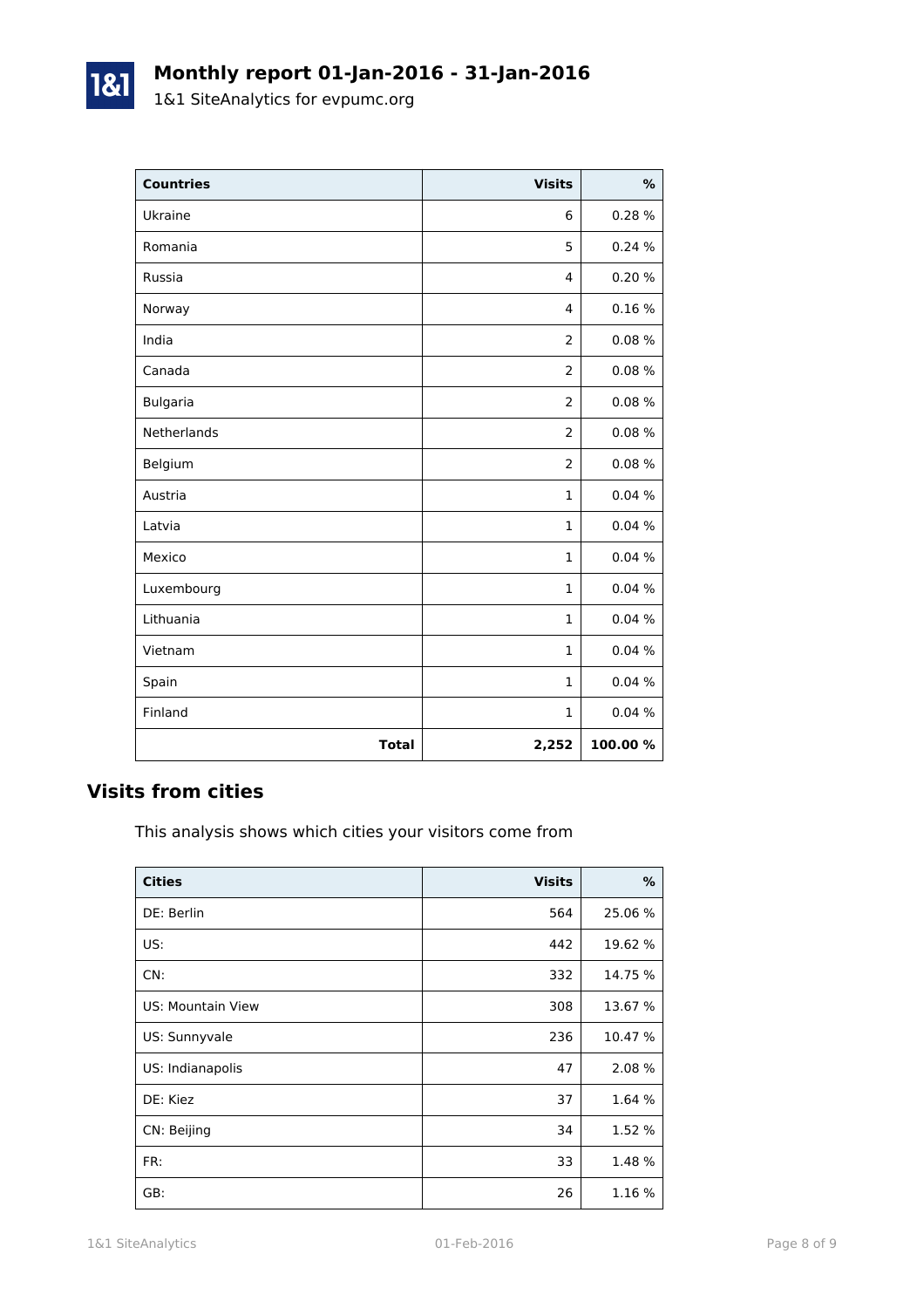# Monthly report 01-Jan-2016 - 31-Jan-2016

1&1 SiteAnalytics for evpumc.org

| Countries | Visits | % |
|---|---:|---:|
| Ukraine | 6 | 0.28 % |
| Romania | 5 | 0.24 % |
| Russia | 4 | 0.20 % |
| Norway | 4 | 0.16 % |
| India | 2 | 0.08 % |
| Canada | 2 | 0.08 % |
| Bulgaria | 2 | 0.08 % |
| Netherlands | 2 | 0.08 % |
| Belgium | 2 | 0.08 % |
| Austria | 1 | 0.04 % |
| Latvia | 1 | 0.04 % |
| Mexico | 1 | 0.04 % |
| Luxembourg | 1 | 0.04 % |
| Lithuania | 1 | 0.04 % |
| Vietnam | 1 | 0.04 % |
| Spain | 1 | 0.04 % |
| Finland | 1 | 0.04 % |
| **Total** | **2,252** | **100.00 %** |

## Visits from cities

This analysis shows which cities your visitors come from

| Cities | Visits | % |
|---|---:|---:|
| DE: Berlin | 564 | 25.06 % |
| US: | 442 | 19.62 % |
| CN: | 332 | 14.75 % |
| US: Mountain View | 308 | 13.67 % |
| US: Sunnyvale | 236 | 10.47 % |
| US: Indianapolis | 47 | 2.08 % |
| DE: Kiez | 37 | 1.64 % |
| CN: Beijing | 34 | 1.52 % |
| FR: | 33 | 1.48 % |
| GB: | 26 | 1.16 % |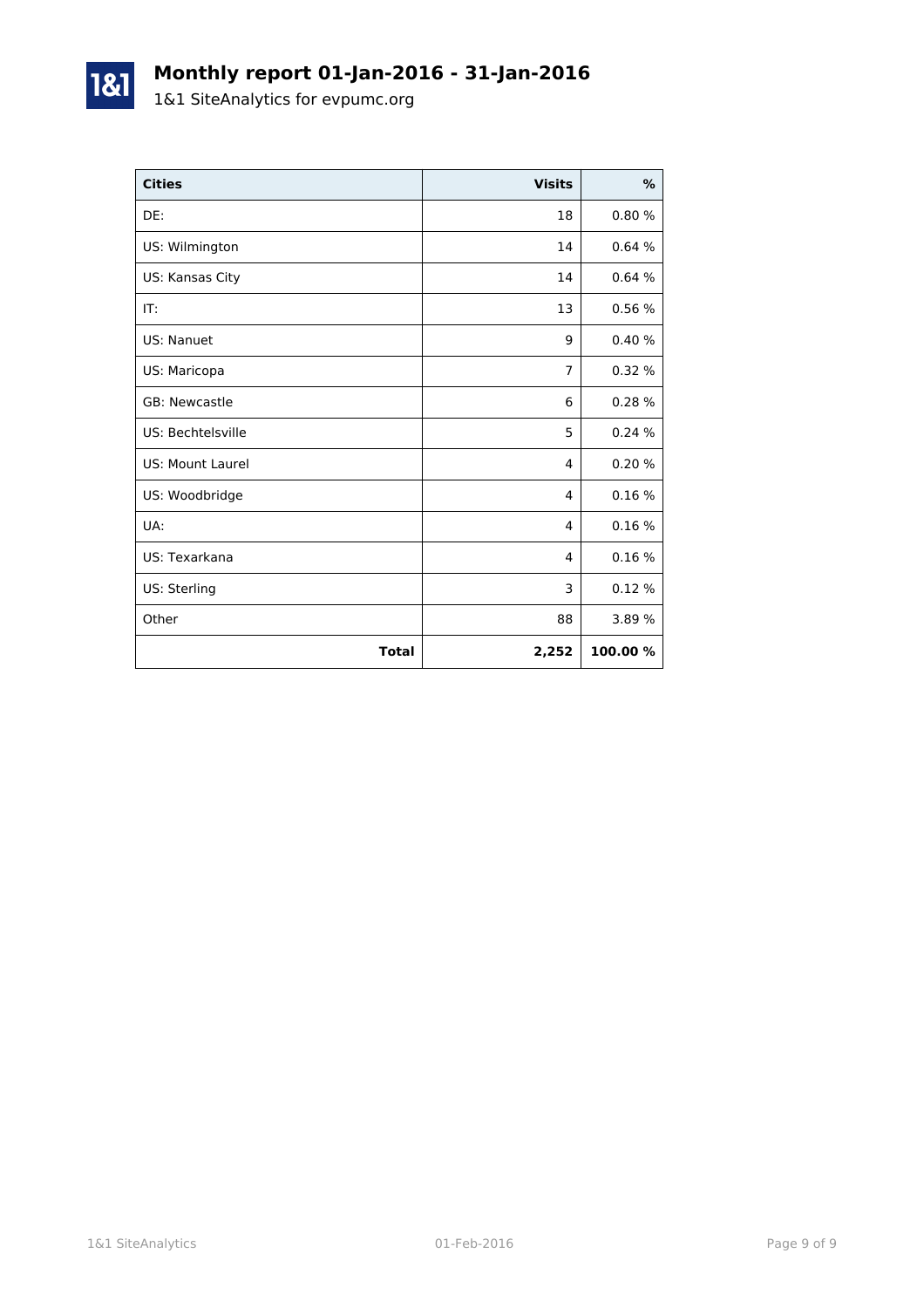# Monthly report 01-Jan-2016 - 31-Jan-2016

1&1 SiteAnalytics for evpumc.org

| Cities | Visits | % |
|---|---|---|
| DE: | 18 | 0.80 % |
| US: Wilmington | 14 | 0.64 % |
| US: Kansas City | 14 | 0.64 % |
| IT: | 13 | 0.56 % |
| US: Nanuet | 9 | 0.40 % |
| US: Maricopa | 7 | 0.32 % |
| GB: Newcastle | 6 | 0.28 % |
| US: Bechtelsville | 5 | 0.24 % |
| US: Mount Laurel | 4 | 0.20 % |
| US: Woodbridge | 4 | 0.16 % |
| UA: | 4 | 0.16 % |
| US: Texarkana | 4 | 0.16 % |
| US: Sterling | 3 | 0.12 % |
| Other | 88 | 3.89 % |
| **Total** | **2,252** | **100.00 %** |